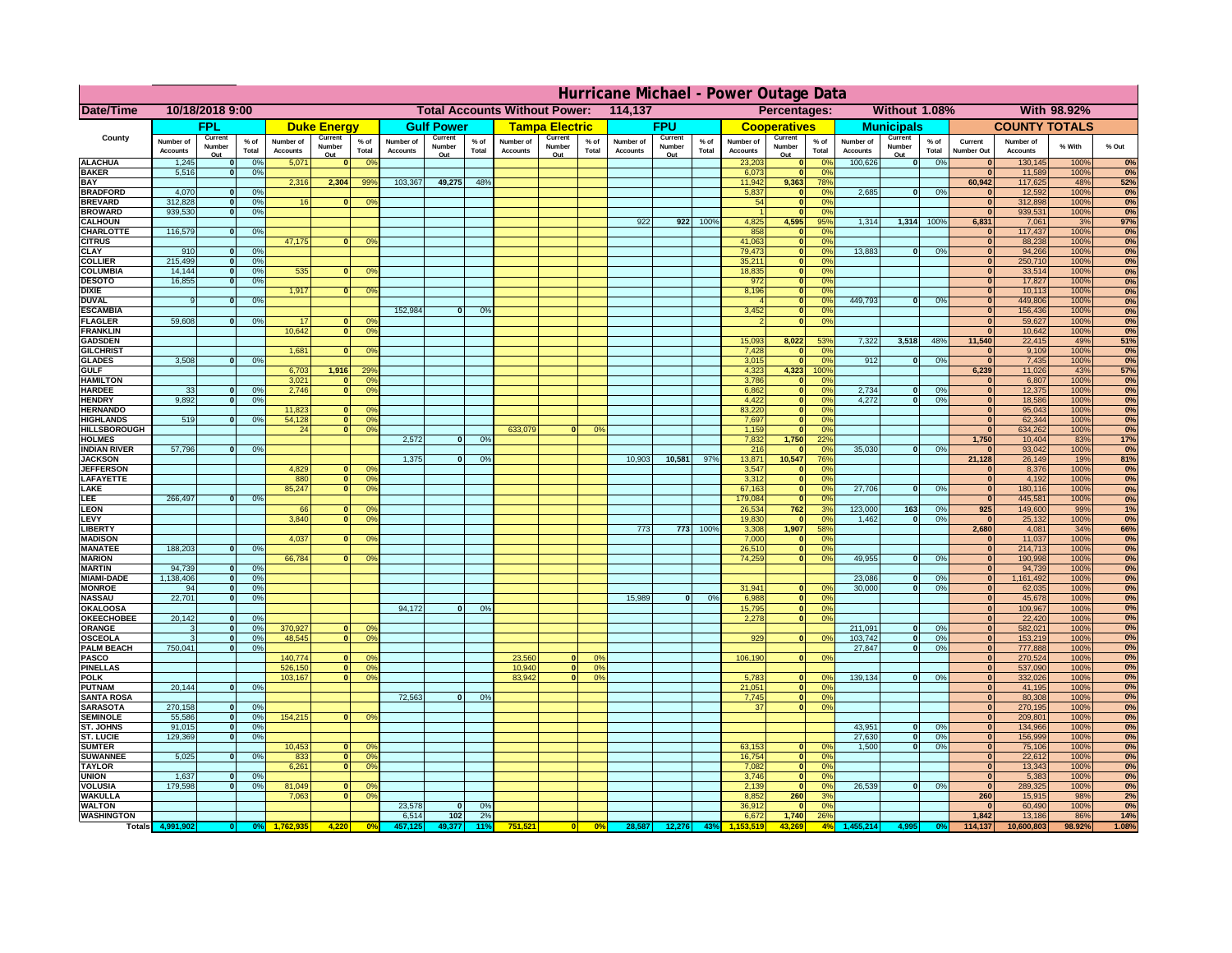# Hurricane Michael - Power Outage Data

**Date/Time:** 10/18/2018 9:00 | **Total Accounts Without Power:** 114,137 | **Percentages:** Without 1.08% | With 98.92%

| County | FPL | | | Duke Energy | | | Gulf Power | | | Tampa Electric | | | FPU | | | Cooperatives | | | Municipals | | | COUNTY TOTALS | | | |
|---|---|---|---|---|---|---|---|---|---|---|---|---|---|---|---|---|---|---|---|---|---|---|---|---|---|
| | Number of Accounts | Current Number Out | % of Total | Number of Accounts | Current Number Out | % of Total | Number of Accounts | Current Number Out | % of Total | Number of Accounts | Current Number Out | % of Total | Number of Accounts | Current Number Out | % of Total | Number of Accounts | Current Number Out | % of Total | Number of Accounts | Current Number Out | % of Total | Current Number Out | Number of Accounts | % With | % Out |
| ALACHUA | 1,245 | 0 | 0% | 5,071 | 0 | 0% | | | | | | | | | | 23,203 | 0 | 0% | 100,626 | 0 | 0% | 0 | 130,145 | 100% | 0% |
| BAKER | 5,516 | 0 | 0% | | | | | | | | | | | | | 6,073 | 0 | 0% | | | | 0 | 11,589 | 100% | 0% |
| BAY | | | | 2,316 | 2,304 | 99% | 103,367 | 49,275 | 48% | | | | | | | 11,942 | 9,363 | 78% | | | | 60,942 | 117,625 | 48% | 52% |
| BRADFORD | 4,070 | 0 | 0% | | | | | | | | | | | | | 5,837 | 0 | 0% | 2,685 | 0 | 0% | 0 | 12,592 | 100% | 0% |
| BREVARD | 312,828 | 0 | 0% | 16 | 0 | 0% | | | | | | | | | | 54 | 0 | 0% | | | | 0 | 312,898 | 100% | 0% |
| BROWARD | 939,530 | 0 | 0% | | | | | | | | | | | | | 1 | 0 | 0% | | | | 0 | 939,531 | 100% | 0% |
| CALHOUN | | | | | | | | | | | | | 922 | 922 | 100% | 4,825 | 4,595 | 95% | 1,314 | 1,314 | 100% | 6,831 | 7,061 | 3% | 97% |
| CHARLOTTE | 116,579 | 0 | 0% | | | | | | | | | | | | | 858 | 0 | 0% | | | | 0 | 117,437 | 100% | 0% |
| CITRUS | | | | 47,175 | 0 | 0% | | | | | | | | | | 41,063 | 0 | 0% | | | | 0 | 88,238 | 100% | 0% |
| CLAY | 910 | 0 | 0% | | | | | | | | | | | | | 79,473 | 0 | 0% | 13,883 | 0 | 0% | 0 | 94,266 | 100% | 0% |
| COLLIER | 215,499 | 0 | 0% | | | | | | | | | | | | | 35,211 | 0 | 0% | | | | 0 | 250,710 | 100% | 0% |
| COLUMBIA | 14,144 | 0 | 0% | 535 | 0 | 0% | | | | | | | | | | 18,835 | 0 | 0% | | | | 0 | 33,514 | 100% | 0% |
| DESOTO | 16,855 | 0 | 0% | | | | | | | | | | | | | 972 | 0 | 0% | | | | 0 | 17,827 | 100% | 0% |
| DIXIE | | | | 1,917 | 0 | 0% | | | | | | | | | | 8,196 | 0 | 0% | | | | 0 | 10,113 | 100% | 0% |
| DUVAL | 9 | 0 | 0% | | | | | | | | | | | | | 4 | 0 | 0% | 449,793 | 0 | 0% | 0 | 449,806 | 100% | 0% |
| ESCAMBIA | | | | | | | 152,984 | 0 | 0% | | | | | | | 3,452 | 0 | 0% | | | | 0 | 156,436 | 100% | 0% |
| FLAGLER | 59,608 | 0 | 0% | 17 | 0 | 0% | | | | | | | | | | 2 | 0 | 0% | | | | 0 | 59,627 | 100% | 0% |
| FRANKLIN | | | | 10,642 | 0 | 0% | | | | | | | | | | | | | | | | 0 | 10,642 | 100% | 0% |
| GADSDEN | | | | | | | | | | | | | | | | 15,093 | 8,022 | 53% | 7,322 | 3,518 | 48% | 11,540 | 22,415 | 49% | 51% |
| GILCHRIST | | | | 1,681 | 0 | 0% | | | | | | | | | | 7,428 | 0 | 0% | | | | 0 | 9,109 | 100% | 0% |
| GLADES | 3,508 | 0 | 0% | | | | | | | | | | | | | 3,015 | 0 | 0% | 912 | 0 | 0% | 0 | 7,435 | 100% | 0% |
| GULF | | | | 6,703 | 1,916 | 29% | | | | | | | | | | 4,323 | 4,323 | 100% | | | | 6,239 | 11,026 | 43% | 57% |
| HAMILTON | | | | 3,021 | 0 | 0% | | | | | | | | | | 3,786 | 0 | 0% | | | | 0 | 6,807 | 100% | 0% |
| HARDEE | 33 | 0 | 0% | 2,746 | 0 | 0% | | | | | | | | | | 6,862 | 0 | 0% | 2,734 | 0 | 0% | 0 | 12,375 | 100% | 0% |
| HENDRY | 9,892 | 0 | 0% | | | | | | | | | | | | | 4,422 | 0 | 0% | 4,272 | 0 | 0% | 0 | 18,586 | 100% | 0% |
| HERNANDO | | | | 11,823 | 0 | 0% | | | | | | | | | | 83,220 | 0 | 0% | | | | 0 | 95,043 | 100% | 0% |
| HIGHLANDS | 519 | 0 | 0% | 54,128 | 0 | 0% | | | | | | | | | | 7,697 | 0 | 0% | | | | 0 | 62,344 | 100% | 0% |
| HILLSBOROUGH | | | | 24 | 0 | 0% | | | | 633,079 | 0 | 0% | | | | 1,159 | 0 | 0% | | | | 0 | 634,262 | 100% | 0% |
| HOLMES | | | | | | | 2,572 | 0 | 0% | | | | | | | 7,832 | 1,750 | 22% | | | | 1,750 | 10,404 | 83% | 17% |
| INDIAN RIVER | 57,796 | 0 | 0% | | | | | | | | | | | | | 216 | 0 | 0% | 35,030 | 0 | 0% | 0 | 93,042 | 100% | 0% |
| JACKSON | | | | | | | 1,375 | 0 | 0% | | | | 10,903 | 10,581 | 97% | 13,871 | 10,547 | 76% | | | | 21,128 | 26,149 | 19% | 81% |
| JEFFERSON | | | | 4,829 | 0 | 0% | | | | | | | | | | 3,547 | 0 | 0% | | | | 0 | 8,376 | 100% | 0% |
| LAFAYETTE | | | | 880 | 0 | 0% | | | | | | | | | | 3,312 | 0 | 0% | | | | 0 | 4,192 | 100% | 0% |
| LAKE | | | | 85,247 | 0 | 0% | | | | | | | | | | 67,163 | 0 | 0% | 27,706 | 0 | 0% | 0 | 180,116 | 100% | 0% |
| LEE | 266,497 | 0 | 0% | | | | | | | | | | | | | 179,084 | 0 | 0% | | | | 0 | 445,581 | 100% | 0% |
| LEON | | | | 66 | 0 | 0% | | | | | | | | | | 26,534 | 762 | 3% | 123,000 | 163 | 0% | 925 | 149,600 | 99% | 1% |
| LEVY | | | | 3,840 | 0 | 0% | | | | | | | | | | 19,830 | 0 | 0% | 1,462 | 0 | 0% | 0 | 25,132 | 100% | 0% |
| LIBERTY | | | | | | | | | | | | | 773 | 773 | 100% | 3,308 | 1,907 | 58% | | | | 2,680 | 4,081 | 34% | 66% |
| MADISON | | | | 4,037 | 0 | 0% | | | | | | | | | | 7,000 | 0 | 0% | | | | 0 | 11,037 | 100% | 0% |
| MANATEE | 188,203 | 0 | 0% | | | | | | | | | | | | | 26,510 | 0 | 0% | | | | 0 | 214,713 | 100% | 0% |
| MARION | | | | 66,784 | 0 | 0% | | | | | | | | | | 74,259 | 0 | 0% | 49,955 | 0 | 0% | 0 | 190,998 | 100% | 0% |
| MARTIN | 94,739 | 0 | 0% | | | | | | | | | | | | | | | | | | | 0 | 94,739 | 100% | 0% |
| MIAMI-DADE | 1,138,406 | 0 | 0% | | | | | | | | | | | | | | | | 23,086 | 0 | 0% | 0 | 1,161,492 | 100% | 0% |
| MONROE | 94 | 0 | 0% | | | | | | | | | | | | | 31,941 | 0 | 0% | 30,000 | 0 | 0% | 0 | 62,035 | 100% | 0% |
| NASSAU | 22,701 | 0 | 0% | | | | | | | | | | 15,989 | 0 | 0% | 6,988 | 0 | 0% | | | | 0 | 45,678 | 100% | 0% |
| OKALOOSA | | | | | | | 94,172 | 0 | 0% | | | | | | | 15,795 | 0 | 0% | | | | 0 | 109,967 | 100% | 0% |
| OKEECHOBEE | 20,142 | 0 | 0% | | | | | | | | | | | | | 2,278 | 0 | 0% | | | | 0 | 22,420 | 100% | 0% |
| ORANGE | 3 | 0 | 0% | 370,927 | 0 | 0% | | | | | | | | | | | | | 211,091 | 0 | 0% | 0 | 582,021 | 100% | 0% |
| OSCEOLA | 3 | 0 | 0% | 48,545 | 0 | 0% | | | | | | | | | | 929 | 0 | 0% | 103,742 | 0 | 0% | 0 | 153,219 | 100% | 0% |
| PALM BEACH | 750,041 | 0 | 0% | | | | | | | | | | | | | | | | 27,847 | 0 | 0% | 0 | 777,888 | 100% | 0% |
| PASCO | | | | 140,774 | 0 | 0% | | | | 23,560 | 0 | 0% | | | | 106,190 | 0 | 0% | | | | 0 | 270,524 | 100% | 0% |
| PINELLAS | | | | 526,150 | 0 | 0% | | | | 10,940 | 0 | 0% | | | | | | | | | | 0 | 537,090 | 100% | 0% |
| POLK | | | | 103,167 | 0 | 0% | | | | 83,942 | 0 | 0% | | | | 5,783 | 0 | 0% | 139,134 | 0 | 0% | 0 | 332,026 | 100% | 0% |
| PUTNAM | 20,144 | 0 | 0% | | | | | | | | | | | | | 21,051 | 0 | 0% | | | | 0 | 41,195 | 100% | 0% |
| SANTA ROSA | | | | | | | 72,563 | 0 | 0% | | | | | | | 7,745 | 0 | 0% | | | | 0 | 80,308 | 100% | 0% |
| SARASOTA | 270,158 | 0 | 0% | | | | | | | | | | | | | 37 | 0 | 0% | | | | 0 | 270,195 | 100% | 0% |
| SEMINOLE | 55,586 | 0 | 0% | 154,215 | 0 | 0% | | | | | | | | | | | | | | | | 0 | 209,801 | 100% | 0% |
| ST. JOHNS | 91,015 | 0 | 0% | | | | | | | | | | | | | | | | 43,951 | 0 | 0% | 0 | 134,966 | 100% | 0% |
| ST. LUCIE | 129,369 | 0 | 0% | | | | | | | | | | | | | | | | 27,630 | 0 | 0% | 0 | 156,999 | 100% | 0% |
| SUMTER | | | | 10,453 | 0 | 0% | | | | | | | | | | 63,153 | 0 | 0% | 1,500 | 0 | 0% | 0 | 75,106 | 100% | 0% |
| SUWANNEE | 5,025 | 0 | 0% | 833 | 0 | 0% | | | | | | | | | | 16,754 | 0 | 0% | | | | 0 | 22,612 | 100% | 0% |
| TAYLOR | | | | 6,261 | 0 | 0% | | | | | | | | | | 7,082 | 0 | 0% | | | | 0 | 13,343 | 100% | 0% |
| UNION | 1,637 | 0 | 0% | | | | | | | | | | | | | 3,746 | 0 | 0% | | | | 0 | 5,383 | 100% | 0% |
| VOLUSIA | 179,598 | 0 | 0% | 81,049 | 0 | 0% | | | | | | | | | | 2,139 | 0 | 0% | 26,539 | 0 | 0% | 0 | 289,325 | 100% | 0% |
| WAKULLA | | | | 7,063 | 0 | 0% | | | | | | | | | | 8,852 | 260 | 3% | | | | 260 | 15,915 | 98% | 2% |
| WALTON | | | | | | | 23,578 | 0 | 0% | | | | | | | 36,912 | 0 | 0% | | | | 0 | 60,490 | 100% | 0% |
| WASHINGTON | | | | | | | 6,514 | 102 | 2% | | | | | | | 6,672 | 1,740 | 26% | | | | 1,842 | 13,186 | 86% | 14% |
| **Totals** | 4,991,902 | 0 | 0% | 1,762,935 | 4,220 | 0% | 457,125 | 49,377 | 11% | 751,521 | 0 | 0% | 28,587 | 12,276 | 43% | 1,153,519 | 43,269 | 4% | 1,455,214 | 4,995 | 0% | 114,137 | 10,600,803 | 98.92% | 1.08% |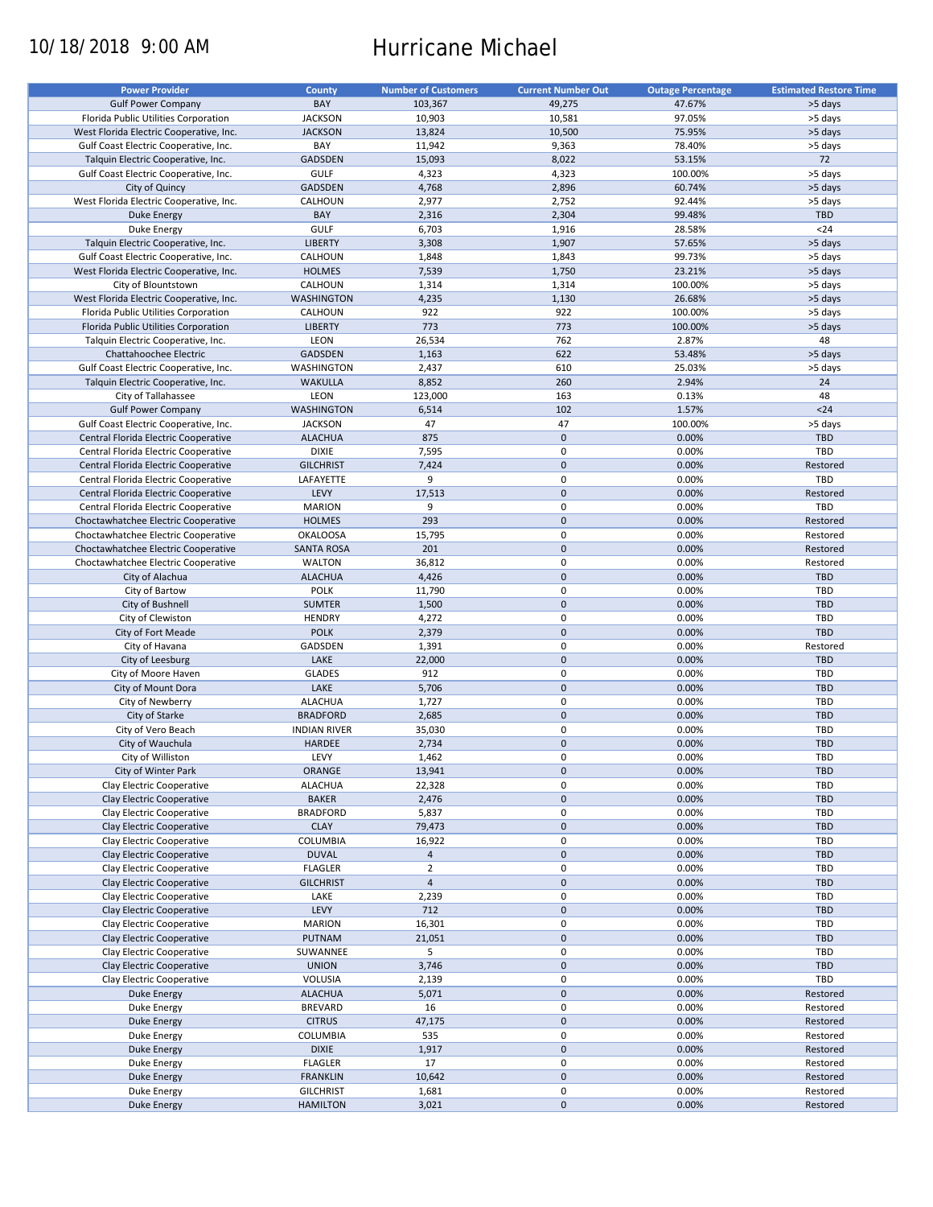10/18/2018 9:00 AM

# Hurricane Michael

| Power Provider | County | Number of Customers | Current Number Out | Outage Percentage | Estimated Restore Time |
|---|---|---|---|---|---|
| Gulf Power Company | BAY | 103,367 | 49,275 | 47.67% | >5 days |
| Florida Public Utilities Corporation | JACKSON | 10,903 | 10,581 | 97.05% | >5 days |
| West Florida Electric Cooperative, Inc. | JACKSON | 13,824 | 10,500 | 75.95% | >5 days |
| Gulf Coast Electric Cooperative, Inc. | BAY | 11,942 | 9,363 | 78.40% | >5 days |
| Talquin Electric Cooperative, Inc. | GADSDEN | 15,093 | 8,022 | 53.15% | 72 |
| Gulf Coast Electric Cooperative, Inc. | GULF | 4,323 | 4,323 | 100.00% | >5 days |
| City of Quincy | GADSDEN | 4,768 | 2,896 | 60.74% | >5 days |
| West Florida Electric Cooperative, Inc. | CALHOUN | 2,977 | 2,752 | 92.44% | >5 days |
| Duke Energy | BAY | 2,316 | 2,304 | 99.48% | TBD |
| Duke Energy | GULF | 6,703 | 1,916 | 28.58% | <24 |
| Talquin Electric Cooperative, Inc. | LIBERTY | 3,308 | 1,907 | 57.65% | >5 days |
| Gulf Coast Electric Cooperative, Inc. | CALHOUN | 1,848 | 1,843 | 99.73% | >5 days |
| West Florida Electric Cooperative, Inc. | HOLMES | 7,539 | 1,750 | 23.21% | >5 days |
| City of Blountstown | CALHOUN | 1,314 | 1,314 | 100.00% | >5 days |
| West Florida Electric Cooperative, Inc. | WASHINGTON | 4,235 | 1,130 | 26.68% | >5 days |
| Florida Public Utilities Corporation | CALHOUN | 922 | 922 | 100.00% | >5 days |
| Florida Public Utilities Corporation | LIBERTY | 773 | 773 | 100.00% | >5 days |
| Talquin Electric Cooperative, Inc. | LEON | 26,534 | 762 | 2.87% | 48 |
| Chattahoochee Electric | GADSDEN | 1,163 | 622 | 53.48% | >5 days |
| Gulf Coast Electric Cooperative, Inc. | WASHINGTON | 2,437 | 610 | 25.03% | >5 days |
| Talquin Electric Cooperative, Inc. | WAKULLA | 8,852 | 260 | 2.94% | 24 |
| City of Tallahassee | LEON | 123,000 | 163 | 0.13% | 48 |
| Gulf Power Company | WASHINGTON | 6,514 | 102 | 1.57% | <24 |
| Gulf Coast Electric Cooperative, Inc. | JACKSON | 47 | 47 | 100.00% | >5 days |
| Central Florida Electric Cooperative | ALACHUA | 875 | 0 | 0.00% | TBD |
| Central Florida Electric Cooperative | DIXIE | 7,595 | 0 | 0.00% | TBD |
| Central Florida Electric Cooperative | GILCHRIST | 7,424 | 0 | 0.00% | Restored |
| Central Florida Electric Cooperative | LAFAYETTE | 9 | 0 | 0.00% | TBD |
| Central Florida Electric Cooperative | LEVY | 17,513 | 0 | 0.00% | Restored |
| Central Florida Electric Cooperative | MARION | 9 | 0 | 0.00% | TBD |
| Choctawhatchee Electric Cooperative | HOLMES | 293 | 0 | 0.00% | Restored |
| Choctawhatchee Electric Cooperative | OKALOOSA | 15,795 | 0 | 0.00% | Restored |
| Choctawhatchee Electric Cooperative | SANTA ROSA | 201 | 0 | 0.00% | Restored |
| Choctawhatchee Electric Cooperative | WALTON | 36,812 | 0 | 0.00% | Restored |
| City of Alachua | ALACHUA | 4,426 | 0 | 0.00% | TBD |
| City of Bartow | POLK | 11,790 | 0 | 0.00% | TBD |
| City of Bushnell | SUMTER | 1,500 | 0 | 0.00% | TBD |
| City of Clewiston | HENDRY | 4,272 | 0 | 0.00% | TBD |
| City of Fort Meade | POLK | 2,379 | 0 | 0.00% | TBD |
| City of Havana | GADSDEN | 1,391 | 0 | 0.00% | Restored |
| City of Leesburg | LAKE | 22,000 | 0 | 0.00% | TBD |
| City of Moore Haven | GLADES | 912 | 0 | 0.00% | TBD |
| City of Mount Dora | LAKE | 5,706 | 0 | 0.00% | TBD |
| City of Newberry | ALACHUA | 1,727 | 0 | 0.00% | TBD |
| City of Starke | BRADFORD | 2,685 | 0 | 0.00% | TBD |
| City of Vero Beach | INDIAN RIVER | 35,030 | 0 | 0.00% | TBD |
| City of Wauchula | HARDEE | 2,734 | 0 | 0.00% | TBD |
| City of Williston | LEVY | 1,462 | 0 | 0.00% | TBD |
| City of Winter Park | ORANGE | 13,941 | 0 | 0.00% | TBD |
| Clay Electric Cooperative | ALACHUA | 22,328 | 0 | 0.00% | TBD |
| Clay Electric Cooperative | BAKER | 2,476 | 0 | 0.00% | TBD |
| Clay Electric Cooperative | BRADFORD | 5,837 | 0 | 0.00% | TBD |
| Clay Electric Cooperative | CLAY | 79,473 | 0 | 0.00% | TBD |
| Clay Electric Cooperative | COLUMBIA | 16,922 | 0 | 0.00% | TBD |
| Clay Electric Cooperative | DUVAL | 4 | 0 | 0.00% | TBD |
| Clay Electric Cooperative | FLAGLER | 2 | 0 | 0.00% | TBD |
| Clay Electric Cooperative | GILCHRIST | 4 | 0 | 0.00% | TBD |
| Clay Electric Cooperative | LAKE | 2,239 | 0 | 0.00% | TBD |
| Clay Electric Cooperative | LEVY | 712 | 0 | 0.00% | TBD |
| Clay Electric Cooperative | MARION | 16,301 | 0 | 0.00% | TBD |
| Clay Electric Cooperative | PUTNAM | 21,051 | 0 | 0.00% | TBD |
| Clay Electric Cooperative | SUWANNEE | 5 | 0 | 0.00% | TBD |
| Clay Electric Cooperative | UNION | 3,746 | 0 | 0.00% | TBD |
| Clay Electric Cooperative | VOLUSIA | 2,139 | 0 | 0.00% | TBD |
| Duke Energy | ALACHUA | 5,071 | 0 | 0.00% | Restored |
| Duke Energy | BREVARD | 16 | 0 | 0.00% | Restored |
| Duke Energy | CITRUS | 47,175 | 0 | 0.00% | Restored |
| Duke Energy | COLUMBIA | 535 | 0 | 0.00% | Restored |
| Duke Energy | DIXIE | 1,917 | 0 | 0.00% | Restored |
| Duke Energy | FLAGLER | 17 | 0 | 0.00% | Restored |
| Duke Energy | FRANKLIN | 10,642 | 0 | 0.00% | Restored |
| Duke Energy | GILCHRIST | 1,681 | 0 | 0.00% | Restored |
| Duke Energy | HAMILTON | 3,021 | 0 | 0.00% | Restored |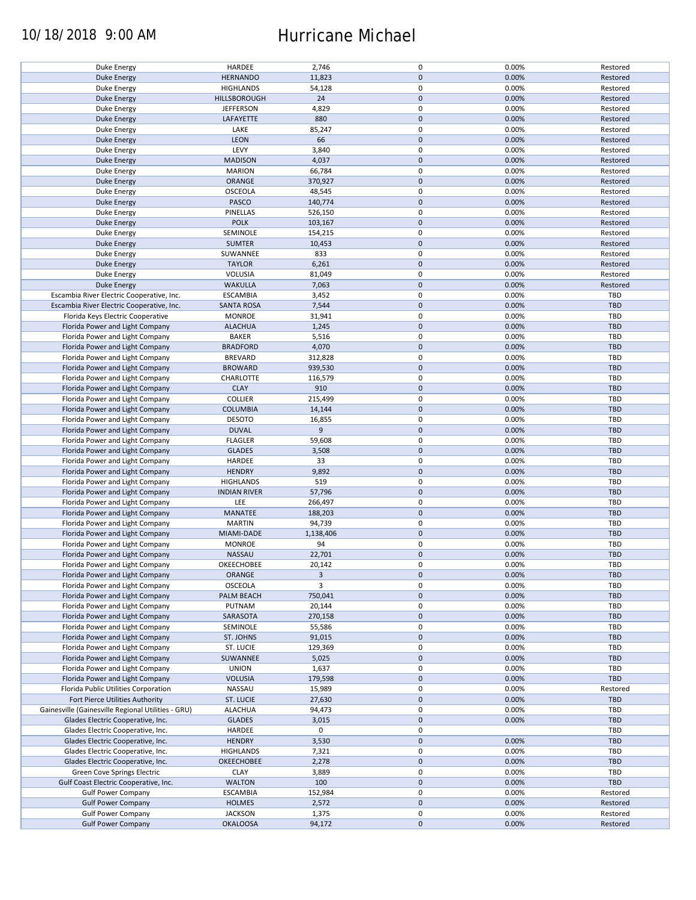# 10/18/2018 9:00 AM Hurricane Michael

| | | | | | |
|---|---|---|---|---|---|
| Duke Energy | HARDEE | 2,746 | 0 | 0.00% | Restored |
| Duke Energy | HERNANDO | 11,823 | 0 | 0.00% | Restored |
| Duke Energy | HIGHLANDS | 54,128 | 0 | 0.00% | Restored |
| Duke Energy | HILLSBOROUGH | 24 | 0 | 0.00% | Restored |
| Duke Energy | JEFFERSON | 4,829 | 0 | 0.00% | Restored |
| Duke Energy | LAFAYETTE | 880 | 0 | 0.00% | Restored |
| Duke Energy | LAKE | 85,247 | 0 | 0.00% | Restored |
| Duke Energy | LEON | 66 | 0 | 0.00% | Restored |
| Duke Energy | LEVY | 3,840 | 0 | 0.00% | Restored |
| Duke Energy | MADISON | 4,037 | 0 | 0.00% | Restored |
| Duke Energy | MARION | 66,784 | 0 | 0.00% | Restored |
| Duke Energy | ORANGE | 370,927 | 0 | 0.00% | Restored |
| Duke Energy | OSCEOLA | 48,545 | 0 | 0.00% | Restored |
| Duke Energy | PASCO | 140,774 | 0 | 0.00% | Restored |
| Duke Energy | PINELLAS | 526,150 | 0 | 0.00% | Restored |
| Duke Energy | POLK | 103,167 | 0 | 0.00% | Restored |
| Duke Energy | SEMINOLE | 154,215 | 0 | 0.00% | Restored |
| Duke Energy | SUMTER | 10,453 | 0 | 0.00% | Restored |
| Duke Energy | SUWANNEE | 833 | 0 | 0.00% | Restored |
| Duke Energy | TAYLOR | 6,261 | 0 | 0.00% | Restored |
| Duke Energy | VOLUSIA | 81,049 | 0 | 0.00% | Restored |
| Duke Energy | WAKULLA | 7,063 | 0 | 0.00% | Restored |
| Escambia River Electric Cooperative, Inc. | ESCAMBIA | 3,452 | 0 | 0.00% | TBD |
| Escambia River Electric Cooperative, Inc. | SANTA ROSA | 7,544 | 0 | 0.00% | TBD |
| Florida Keys Electric Cooperative | MONROE | 31,941 | 0 | 0.00% | TBD |
| Florida Power and Light Company | ALACHUA | 1,245 | 0 | 0.00% | TBD |
| Florida Power and Light Company | BAKER | 5,516 | 0 | 0.00% | TBD |
| Florida Power and Light Company | BRADFORD | 4,070 | 0 | 0.00% | TBD |
| Florida Power and Light Company | BREVARD | 312,828 | 0 | 0.00% | TBD |
| Florida Power and Light Company | BROWARD | 939,530 | 0 | 0.00% | TBD |
| Florida Power and Light Company | CHARLOTTE | 116,579 | 0 | 0.00% | TBD |
| Florida Power and Light Company | CLAY | 910 | 0 | 0.00% | TBD |
| Florida Power and Light Company | COLLIER | 215,499 | 0 | 0.00% | TBD |
| Florida Power and Light Company | COLUMBIA | 14,144 | 0 | 0.00% | TBD |
| Florida Power and Light Company | DESOTO | 16,855 | 0 | 0.00% | TBD |
| Florida Power and Light Company | DUVAL | 9 | 0 | 0.00% | TBD |
| Florida Power and Light Company | FLAGLER | 59,608 | 0 | 0.00% | TBD |
| Florida Power and Light Company | GLADES | 3,508 | 0 | 0.00% | TBD |
| Florida Power and Light Company | HARDEE | 33 | 0 | 0.00% | TBD |
| Florida Power and Light Company | HENDRY | 9,892 | 0 | 0.00% | TBD |
| Florida Power and Light Company | HIGHLANDS | 519 | 0 | 0.00% | TBD |
| Florida Power and Light Company | INDIAN RIVER | 57,796 | 0 | 0.00% | TBD |
| Florida Power and Light Company | LEE | 266,497 | 0 | 0.00% | TBD |
| Florida Power and Light Company | MANATEE | 188,203 | 0 | 0.00% | TBD |
| Florida Power and Light Company | MARTIN | 94,739 | 0 | 0.00% | TBD |
| Florida Power and Light Company | MIAMI-DADE | 1,138,406 | 0 | 0.00% | TBD |
| Florida Power and Light Company | MONROE | 94 | 0 | 0.00% | TBD |
| Florida Power and Light Company | NASSAU | 22,701 | 0 | 0.00% | TBD |
| Florida Power and Light Company | OKEECHOBEE | 20,142 | 0 | 0.00% | TBD |
| Florida Power and Light Company | ORANGE | 3 | 0 | 0.00% | TBD |
| Florida Power and Light Company | OSCEOLA | 3 | 0 | 0.00% | TBD |
| Florida Power and Light Company | PALM BEACH | 750,041 | 0 | 0.00% | TBD |
| Florida Power and Light Company | PUTNAM | 20,144 | 0 | 0.00% | TBD |
| Florida Power and Light Company | SARASOTA | 270,158 | 0 | 0.00% | TBD |
| Florida Power and Light Company | SEMINOLE | 55,586 | 0 | 0.00% | TBD |
| Florida Power and Light Company | ST. JOHNS | 91,015 | 0 | 0.00% | TBD |
| Florida Power and Light Company | ST. LUCIE | 129,369 | 0 | 0.00% | TBD |
| Florida Power and Light Company | SUWANNEE | 5,025 | 0 | 0.00% | TBD |
| Florida Power and Light Company | UNION | 1,637 | 0 | 0.00% | TBD |
| Florida Power and Light Company | VOLUSIA | 179,598 | 0 | 0.00% | TBD |
| Florida Public Utilities Corporation | NASSAU | 15,989 | 0 | 0.00% | Restored |
| Fort Pierce Utilities Authority | ST. LUCIE | 27,630 | 0 | 0.00% | TBD |
| Gainesville (Gainesville Regional Utilities - GRU) | ALACHUA | 94,473 | 0 | 0.00% | TBD |
| Glades Electric Cooperative, Inc. | GLADES | 3,015 | 0 | 0.00% | TBD |
| Glades Electric Cooperative, Inc. | HARDEE | 0 | 0 | | TBD |
| Glades Electric Cooperative, Inc. | HENDRY | 3,530 | 0 | 0.00% | TBD |
| Glades Electric Cooperative, Inc. | HIGHLANDS | 7,321 | 0 | 0.00% | TBD |
| Glades Electric Cooperative, Inc. | OKEECHOBEE | 2,278 | 0 | 0.00% | TBD |
| Green Cove Springs Electric | CLAY | 3,889 | 0 | 0.00% | TBD |
| Gulf Coast Electric Cooperative, Inc. | WALTON | 100 | 0 | 0.00% | TBD |
| Gulf Power Company | ESCAMBIA | 152,984 | 0 | 0.00% | Restored |
| Gulf Power Company | HOLMES | 2,572 | 0 | 0.00% | Restored |
| Gulf Power Company | JACKSON | 1,375 | 0 | 0.00% | Restored |
| Gulf Power Company | OKALOOSA | 94,172 | 0 | 0.00% | Restored |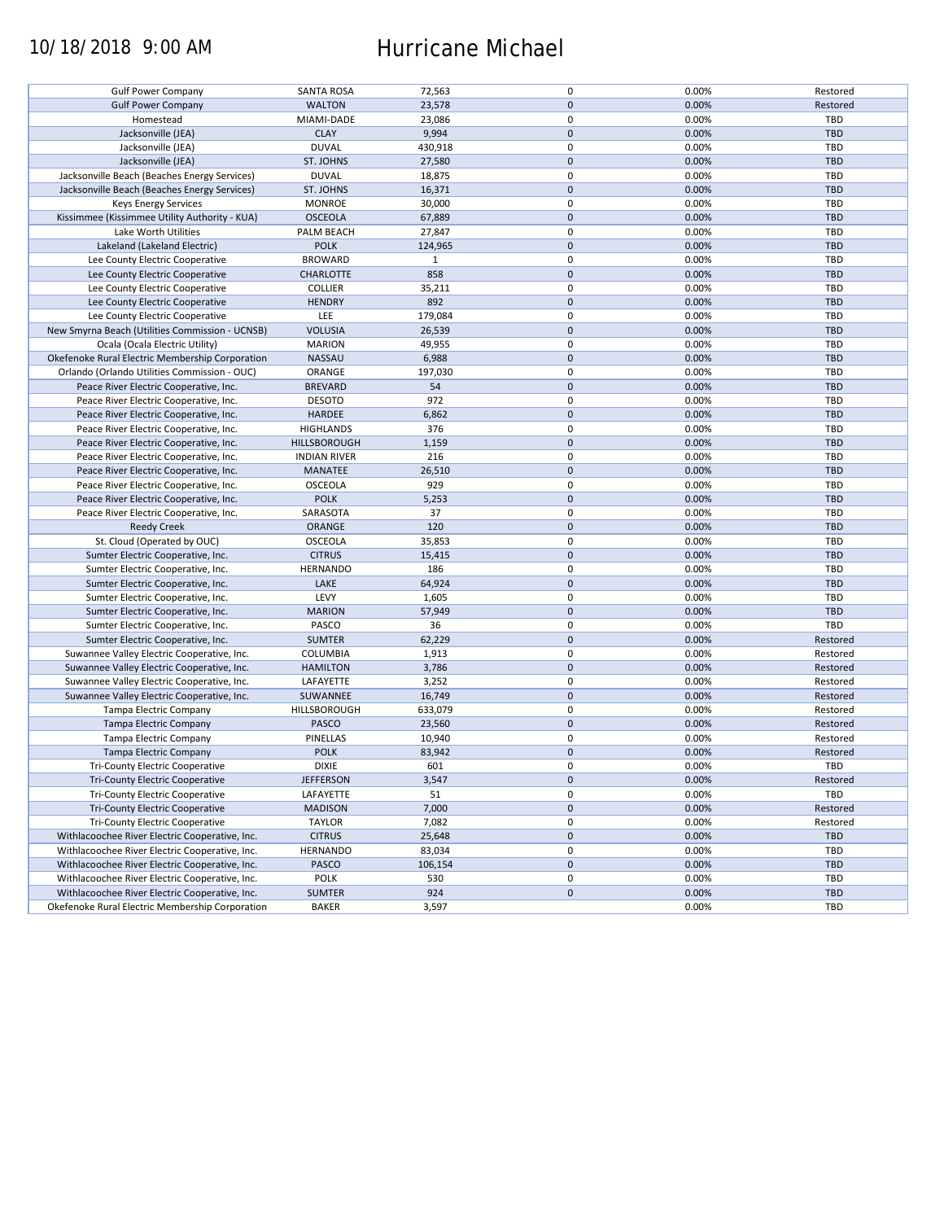10/18/2018 9:00 AM

# Hurricane Michael

| | | | | | |
|---|---|---|---|---|---|
| Gulf Power Company | SANTA ROSA | 72,563 | 0 | 0.00% | Restored |
| Gulf Power Company | WALTON | 23,578 | 0 | 0.00% | Restored |
| Homestead | MIAMI-DADE | 23,086 | 0 | 0.00% | TBD |
| Jacksonville (JEA) | CLAY | 9,994 | 0 | 0.00% | TBD |
| Jacksonville (JEA) | DUVAL | 430,918 | 0 | 0.00% | TBD |
| Jacksonville (JEA) | ST. JOHNS | 27,580 | 0 | 0.00% | TBD |
| Jacksonville Beach (Beaches Energy Services) | DUVAL | 18,875 | 0 | 0.00% | TBD |
| Jacksonville Beach (Beaches Energy Services) | ST. JOHNS | 16,371 | 0 | 0.00% | TBD |
| Keys Energy Services | MONROE | 30,000 | 0 | 0.00% | TBD |
| Kissimmee (Kissimmee Utility Authority - KUA) | OSCEOLA | 67,889 | 0 | 0.00% | TBD |
| Lake Worth Utilities | PALM BEACH | 27,847 | 0 | 0.00% | TBD |
| Lakeland (Lakeland Electric) | POLK | 124,965 | 0 | 0.00% | TBD |
| Lee County Electric Cooperative | BROWARD | 1 | 0 | 0.00% | TBD |
| Lee County Electric Cooperative | CHARLOTTE | 858 | 0 | 0.00% | TBD |
| Lee County Electric Cooperative | COLLIER | 35,211 | 0 | 0.00% | TBD |
| Lee County Electric Cooperative | HENDRY | 892 | 0 | 0.00% | TBD |
| Lee County Electric Cooperative | LEE | 179,084 | 0 | 0.00% | TBD |
| New Smyrna Beach (Utilities Commission - UCNSB) | VOLUSIA | 26,539 | 0 | 0.00% | TBD |
| Ocala (Ocala Electric Utility) | MARION | 49,955 | 0 | 0.00% | TBD |
| Okefenoke Rural Electric Membership Corporation | NASSAU | 6,988 | 0 | 0.00% | TBD |
| Orlando (Orlando Utilities Commission - OUC) | ORANGE | 197,030 | 0 | 0.00% | TBD |
| Peace River Electric Cooperative, Inc. | BREVARD | 54 | 0 | 0.00% | TBD |
| Peace River Electric Cooperative, Inc. | DESOTO | 972 | 0 | 0.00% | TBD |
| Peace River Electric Cooperative, Inc. | HARDEE | 6,862 | 0 | 0.00% | TBD |
| Peace River Electric Cooperative, Inc. | HIGHLANDS | 376 | 0 | 0.00% | TBD |
| Peace River Electric Cooperative, Inc. | HILLSBOROUGH | 1,159 | 0 | 0.00% | TBD |
| Peace River Electric Cooperative, Inc. | INDIAN RIVER | 216 | 0 | 0.00% | TBD |
| Peace River Electric Cooperative, Inc. | MANATEE | 26,510 | 0 | 0.00% | TBD |
| Peace River Electric Cooperative, Inc. | OSCEOLA | 929 | 0 | 0.00% | TBD |
| Peace River Electric Cooperative, Inc. | POLK | 5,253 | 0 | 0.00% | TBD |
| Peace River Electric Cooperative, Inc. | SARASOTA | 37 | 0 | 0.00% | TBD |
| Reedy Creek | ORANGE | 120 | 0 | 0.00% | TBD |
| St. Cloud (Operated by OUC) | OSCEOLA | 35,853 | 0 | 0.00% | TBD |
| Sumter Electric Cooperative, Inc. | CITRUS | 15,415 | 0 | 0.00% | TBD |
| Sumter Electric Cooperative, Inc. | HERNANDO | 186 | 0 | 0.00% | TBD |
| Sumter Electric Cooperative, Inc. | LAKE | 64,924 | 0 | 0.00% | TBD |
| Sumter Electric Cooperative, Inc. | LEVY | 1,605 | 0 | 0.00% | TBD |
| Sumter Electric Cooperative, Inc. | MARION | 57,949 | 0 | 0.00% | TBD |
| Sumter Electric Cooperative, Inc. | PASCO | 36 | 0 | 0.00% | TBD |
| Sumter Electric Cooperative, Inc. | SUMTER | 62,229 | 0 | 0.00% | Restored |
| Suwannee Valley Electric Cooperative, Inc. | COLUMBIA | 1,913 | 0 | 0.00% | Restored |
| Suwannee Valley Electric Cooperative, Inc. | HAMILTON | 3,786 | 0 | 0.00% | Restored |
| Suwannee Valley Electric Cooperative, Inc. | LAFAYETTE | 3,252 | 0 | 0.00% | Restored |
| Suwannee Valley Electric Cooperative, Inc. | SUWANNEE | 16,749 | 0 | 0.00% | Restored |
| Tampa Electric Company | HILLSBOROUGH | 633,079 | 0 | 0.00% | Restored |
| Tampa Electric Company | PASCO | 23,560 | 0 | 0.00% | Restored |
| Tampa Electric Company | PINELLAS | 10,940 | 0 | 0.00% | Restored |
| Tampa Electric Company | POLK | 83,942 | 0 | 0.00% | Restored |
| Tri-County Electric Cooperative | DIXIE | 601 | 0 | 0.00% | TBD |
| Tri-County Electric Cooperative | JEFFERSON | 3,547 | 0 | 0.00% | Restored |
| Tri-County Electric Cooperative | LAFAYETTE | 51 | 0 | 0.00% | TBD |
| Tri-County Electric Cooperative | MADISON | 7,000 | 0 | 0.00% | Restored |
| Tri-County Electric Cooperative | TAYLOR | 7,082 | 0 | 0.00% | Restored |
| Withlacoochee River Electric Cooperative, Inc. | CITRUS | 25,648 | 0 | 0.00% | TBD |
| Withlacoochee River Electric Cooperative, Inc. | HERNANDO | 83,034 | 0 | 0.00% | TBD |
| Withlacoochee River Electric Cooperative, Inc. | PASCO | 106,154 | 0 | 0.00% | TBD |
| Withlacoochee River Electric Cooperative, Inc. | POLK | 530 | 0 | 0.00% | TBD |
| Withlacoochee River Electric Cooperative, Inc. | SUMTER | 924 | 0 | 0.00% | TBD |
| Okefenoke Rural Electric Membership Corporation | BAKER | 3,597 | | 0.00% | TBD |